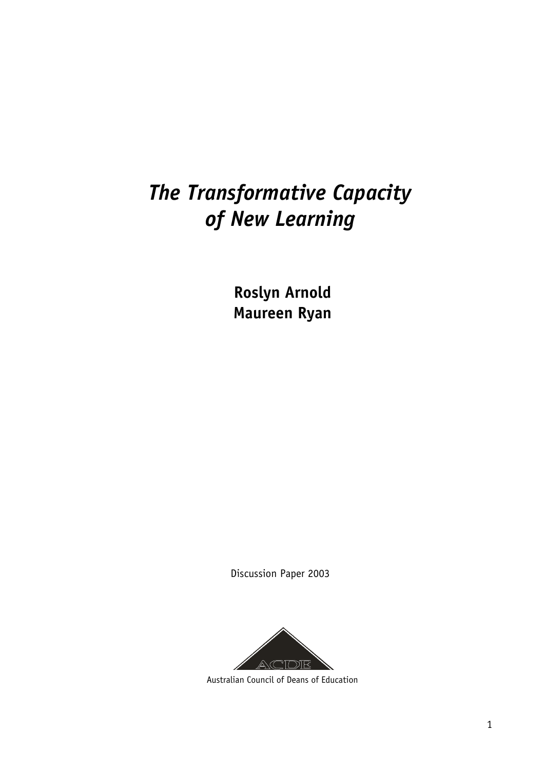# *The Transformative Capacity of New Learning*

**Roslyn Arnold**
**Maureen Ryan**

Discussion Paper 2003

ACDE

Australian Council of Deans of Education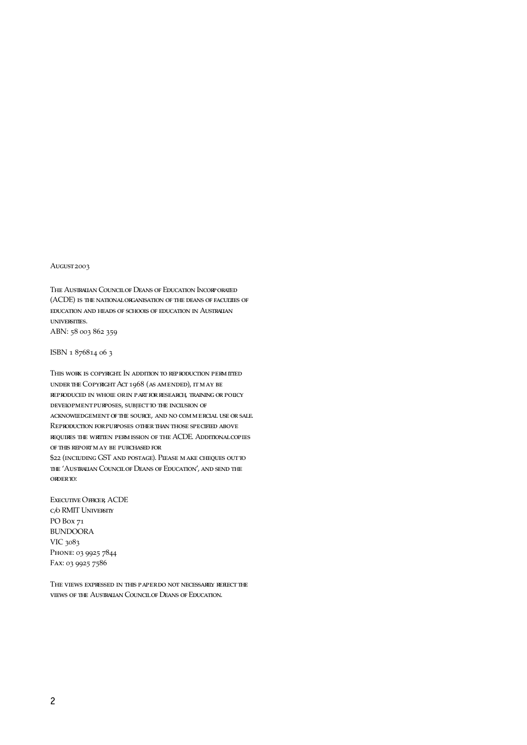August 2003

The Australian Council of Deans of Education Incorporated (ACDE) is the national organisation of the deans of faculties of education and heads of schools of education in Australian universities.
ABN: 58 003 862 359

ISBN 1 876814 06 3

This work is copyright. In addition to reproduction permitted under the Copyright Act 1968 (as amended), it may be reproduced in whole or in part for research, training or policy development purposes, subject to the inclusion of acknowledgement of the source, and no commercial use or sale. Reproduction for purposes other than those specified above requires the written permission of the ACDE. Additional copies of this report may be purchased for
$22 (including GST and postage). Please make cheques out to the 'Australian Council of Deans of Education', and send the order to:

Executive Officer, ACDE
c/o RMIT University
PO Box 71
BUNDOORA
VIC 3083
Phone: 03 9925 7844
Fax: 03 9925 7586

The views expressed in this paper do not necessarily reflect the views of the Australian Council of Deans of Education.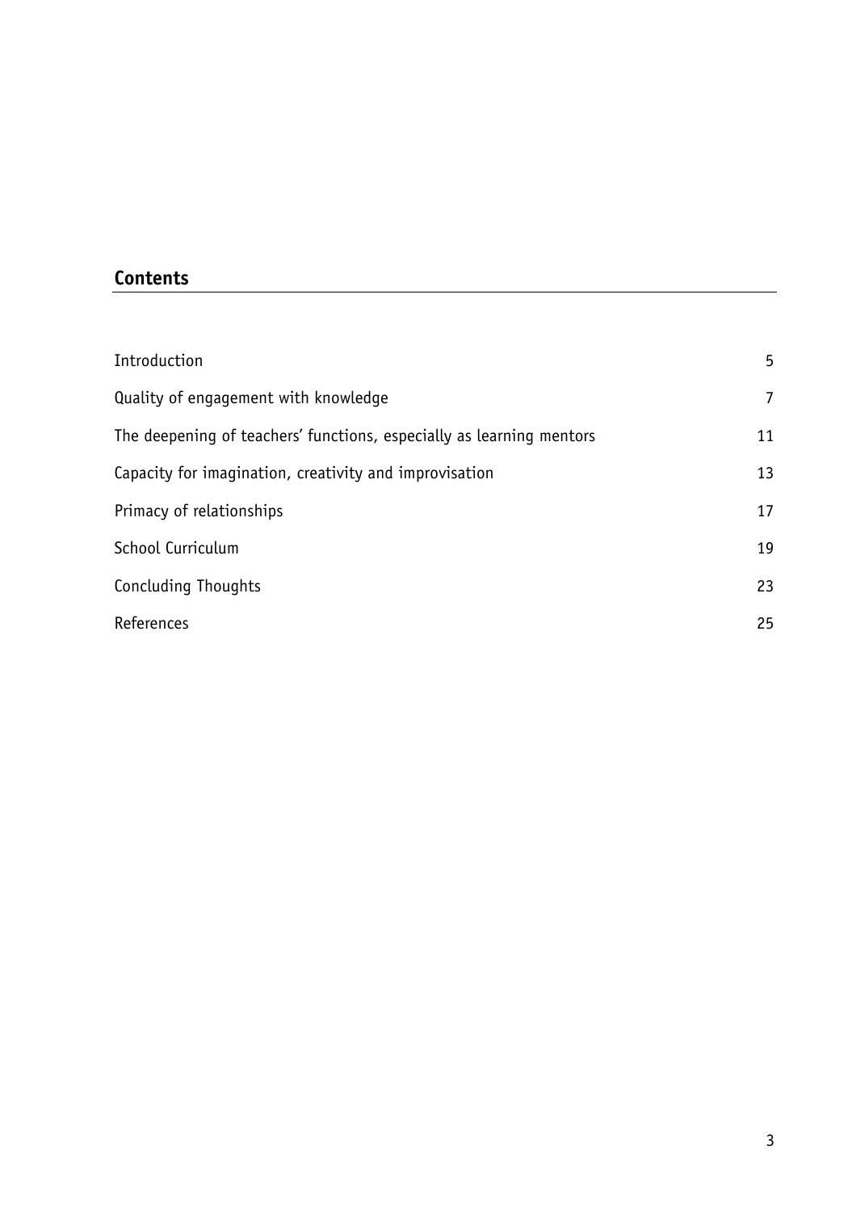## Contents

| | |
|---|---|
| Introduction | 5 |
| Quality of engagement with knowledge | 7 |
| The deepening of teachers' functions, especially as learning mentors | 11 |
| Capacity for imagination, creativity and improvisation | 13 |
| Primacy of relationships | 17 |
| School Curriculum | 19 |
| Concluding Thoughts | 23 |
| References | 25 |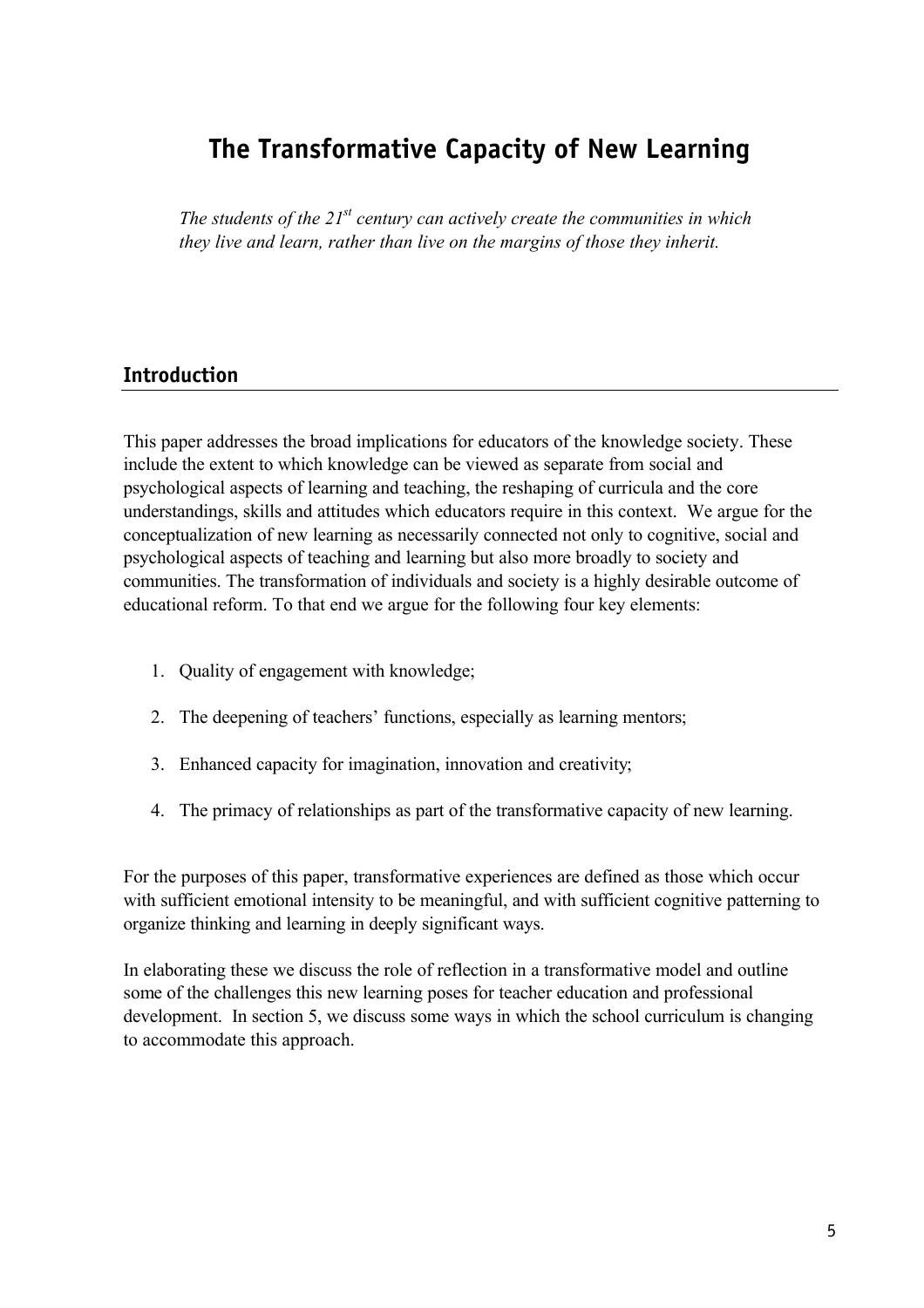# The Transformative Capacity of New Learning

*The students of the 21st century can actively create the communities in which they live and learn, rather than live on the margins of those they inherit.*

## Introduction

This paper addresses the broad implications for educators of the knowledge society. These include the extent to which knowledge can be viewed as separate from social and psychological aspects of learning and teaching, the reshaping of curricula and the core understandings, skills and attitudes which educators require in this context. We argue for the conceptualization of new learning as necessarily connected not only to cognitive, social and psychological aspects of teaching and learning but also more broadly to society and communities. The transformation of individuals and society is a highly desirable outcome of educational reform. To that end we argue for the following four key elements:

1. Quality of engagement with knowledge;
2. The deepening of teachers' functions, especially as learning mentors;
3. Enhanced capacity for imagination, innovation and creativity;
4. The primacy of relationships as part of the transformative capacity of new learning.

For the purposes of this paper, transformative experiences are defined as those which occur with sufficient emotional intensity to be meaningful, and with sufficient cognitive patterning to organize thinking and learning in deeply significant ways.

In elaborating these we discuss the role of reflection in a transformative model and outline some of the challenges this new learning poses for teacher education and professional development. In section 5, we discuss some ways in which the school curriculum is changing to accommodate this approach.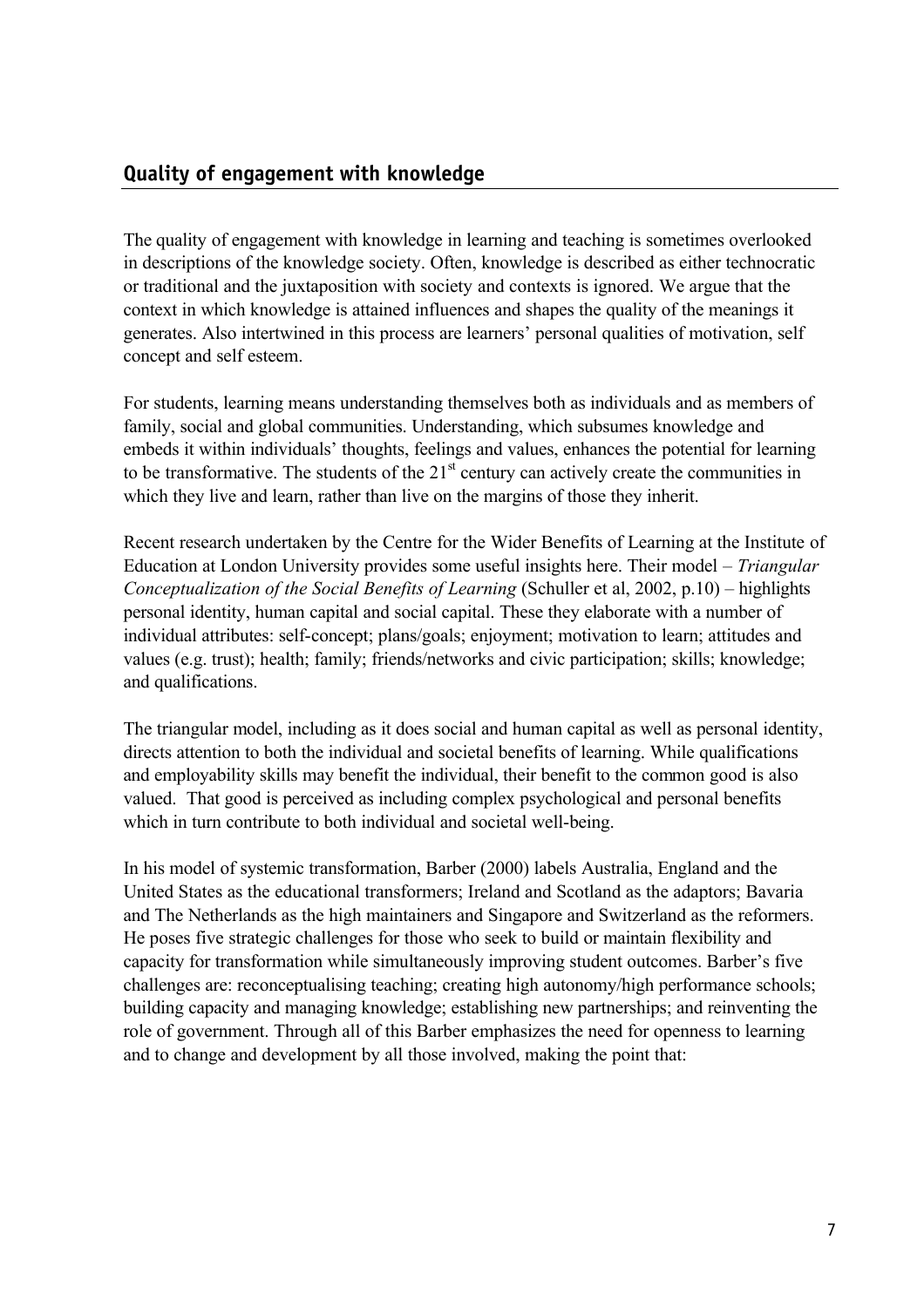## Quality of engagement with knowledge

The quality of engagement with knowledge in learning and teaching is sometimes overlooked in descriptions of the knowledge society. Often, knowledge is described as either technocratic or traditional and the juxtaposition with society and contexts is ignored. We argue that the context in which knowledge is attained influences and shapes the quality of the meanings it generates. Also intertwined in this process are learners' personal qualities of motivation, self concept and self esteem.

For students, learning means understanding themselves both as individuals and as members of family, social and global communities. Understanding, which subsumes knowledge and embeds it within individuals' thoughts, feelings and values, enhances the potential for learning to be transformative. The students of the 21st century can actively create the communities in which they live and learn, rather than live on the margins of those they inherit.

Recent research undertaken by the Centre for the Wider Benefits of Learning at the Institute of Education at London University provides some useful insights here. Their model – *Triangular Conceptualization of the Social Benefits of Learning* (Schuller et al, 2002, p.10) – highlights personal identity, human capital and social capital. These they elaborate with a number of individual attributes: self-concept; plans/goals; enjoyment; motivation to learn; attitudes and values (e.g. trust); health; family; friends/networks and civic participation; skills; knowledge; and qualifications.

The triangular model, including as it does social and human capital as well as personal identity, directs attention to both the individual and societal benefits of learning. While qualifications and employability skills may benefit the individual, their benefit to the common good is also valued. That good is perceived as including complex psychological and personal benefits which in turn contribute to both individual and societal well-being.

In his model of systemic transformation, Barber (2000) labels Australia, England and the United States as the educational transformers; Ireland and Scotland as the adaptors; Bavaria and The Netherlands as the high maintainers and Singapore and Switzerland as the reformers. He poses five strategic challenges for those who seek to build or maintain flexibility and capacity for transformation while simultaneously improving student outcomes. Barber's five challenges are: reconceptualising teaching; creating high autonomy/high performance schools; building capacity and managing knowledge; establishing new partnerships; and reinventing the role of government. Through all of this Barber emphasizes the need for openness to learning and to change and development by all those involved, making the point that: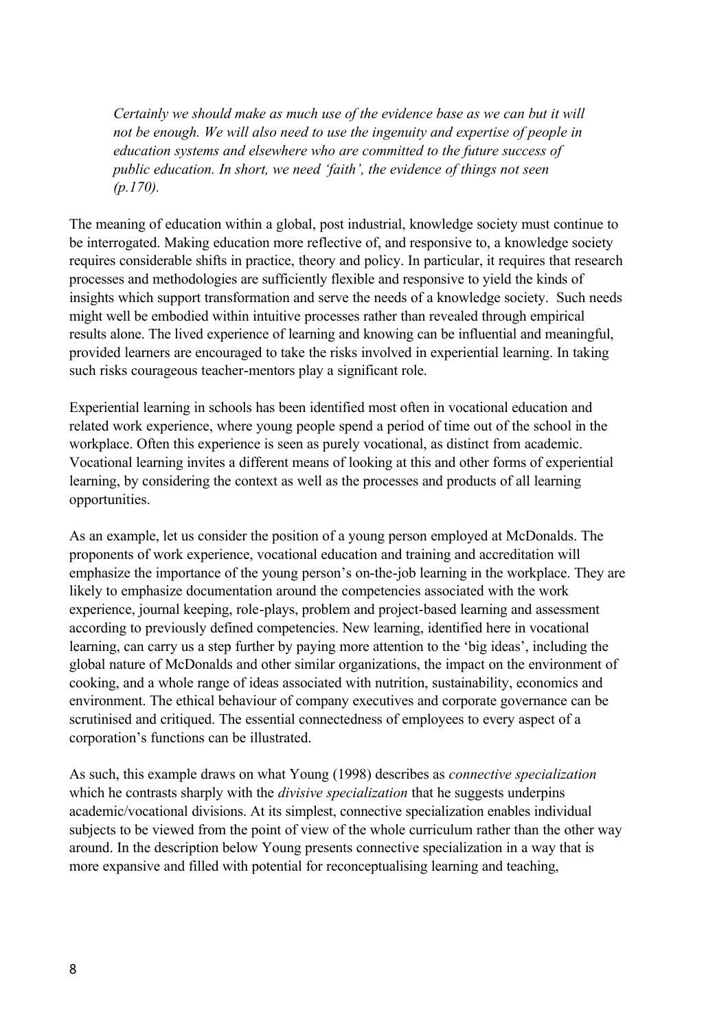> *Certainly we should make as much use of the evidence base as we can but it will not be enough. We will also need to use the ingenuity and expertise of people in education systems and elsewhere who are committed to the future success of public education. In short, we need 'faith', the evidence of things not seen (p.170).*

The meaning of education within a global, post industrial, knowledge society must continue to be interrogated. Making education more reflective of, and responsive to, a knowledge society requires considerable shifts in practice, theory and policy. In particular, it requires that research processes and methodologies are sufficiently flexible and responsive to yield the kinds of insights which support transformation and serve the needs of a knowledge society. Such needs might well be embodied within intuitive processes rather than revealed through empirical results alone. The lived experience of learning and knowing can be influential and meaningful, provided learners are encouraged to take the risks involved in experiential learning. In taking such risks courageous teacher-mentors play a significant role.

Experiential learning in schools has been identified most often in vocational education and related work experience, where young people spend a period of time out of the school in the workplace. Often this experience is seen as purely vocational, as distinct from academic. Vocational learning invites a different means of looking at this and other forms of experiential learning, by considering the context as well as the processes and products of all learning opportunities.

As an example, let us consider the position of a young person employed at McDonalds. The proponents of work experience, vocational education and training and accreditation will emphasize the importance of the young person's on-the-job learning in the workplace. They are likely to emphasize documentation around the competencies associated with the work experience, journal keeping, role-plays, problem and project-based learning and assessment according to previously defined competencies. New learning, identified here in vocational learning, can carry us a step further by paying more attention to the 'big ideas', including the global nature of McDonalds and other similar organizations, the impact on the environment of cooking, and a whole range of ideas associated with nutrition, sustainability, economics and environment. The ethical behaviour of company executives and corporate governance can be scrutinised and critiqued. The essential connectedness of employees to every aspect of a corporation's functions can be illustrated.

As such, this example draws on what Young (1998) describes as *connective specialization* which he contrasts sharply with the *divisive specialization* that he suggests underpins academic/vocational divisions. At its simplest, connective specialization enables individual subjects to be viewed from the point of view of the whole curriculum rather than the other way around. In the description below Young presents connective specialization in a way that is more expansive and filled with potential for reconceptualising learning and teaching,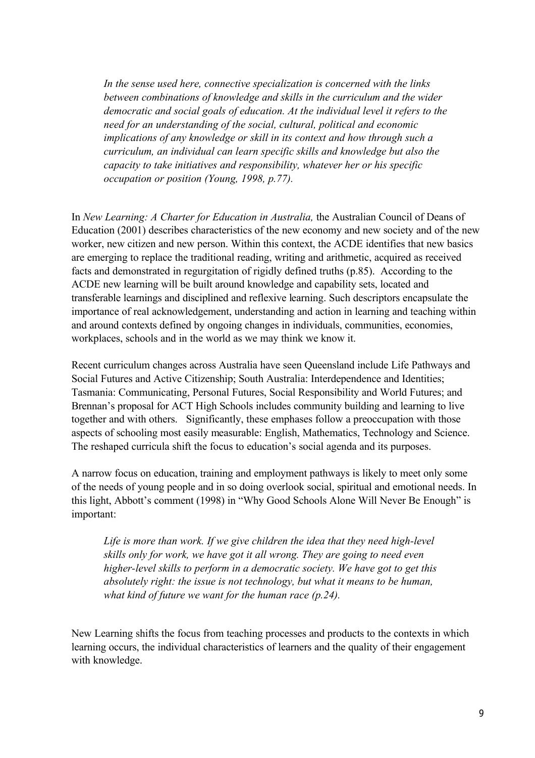> *In the sense used here, connective specialization is concerned with the links between combinations of knowledge and skills in the curriculum and the wider democratic and social goals of education. At the individual level it refers to the need for an understanding of the social, cultural, political and economic implications of any knowledge or skill in its context and how through such a curriculum, an individual can learn specific skills and knowledge but also the capacity to take initiatives and responsibility, whatever her or his specific occupation or position (Young, 1998, p.77).*

In *New Learning: A Charter for Education in Australia,* the Australian Council of Deans of Education (2001) describes characteristics of the new economy and new society and of the new worker, new citizen and new person. Within this context, the ACDE identifies that new basics are emerging to replace the traditional reading, writing and arithmetic, acquired as received facts and demonstrated in regurgitation of rigidly defined truths (p.85). According to the ACDE new learning will be built around knowledge and capability sets, located and transferable learnings and disciplined and reflexive learning. Such descriptors encapsulate the importance of real acknowledgement, understanding and action in learning and teaching within and around contexts defined by ongoing changes in individuals, communities, economies, workplaces, schools and in the world as we may think we know it.

Recent curriculum changes across Australia have seen Queensland include Life Pathways and Social Futures and Active Citizenship; South Australia: Interdependence and Identities; Tasmania: Communicating, Personal Futures, Social Responsibility and World Futures; and Brennan's proposal for ACT High Schools includes community building and learning to live together and with others. Significantly, these emphases follow a preoccupation with those aspects of schooling most easily measurable: English, Mathematics, Technology and Science. The reshaped curricula shift the focus to education's social agenda and its purposes.

A narrow focus on education, training and employment pathways is likely to meet only some of the needs of young people and in so doing overlook social, spiritual and emotional needs. In this light, Abbott's comment (1998) in "Why Good Schools Alone Will Never Be Enough" is important:

> *Life is more than work. If we give children the idea that they need high-level skills only for work, we have got it all wrong. They are going to need even higher-level skills to perform in a democratic society. We have got to get this absolutely right: the issue is not technology, but what it means to be human, what kind of future we want for the human race (p.24).*

New Learning shifts the focus from teaching processes and products to the contexts in which learning occurs, the individual characteristics of learners and the quality of their engagement with knowledge.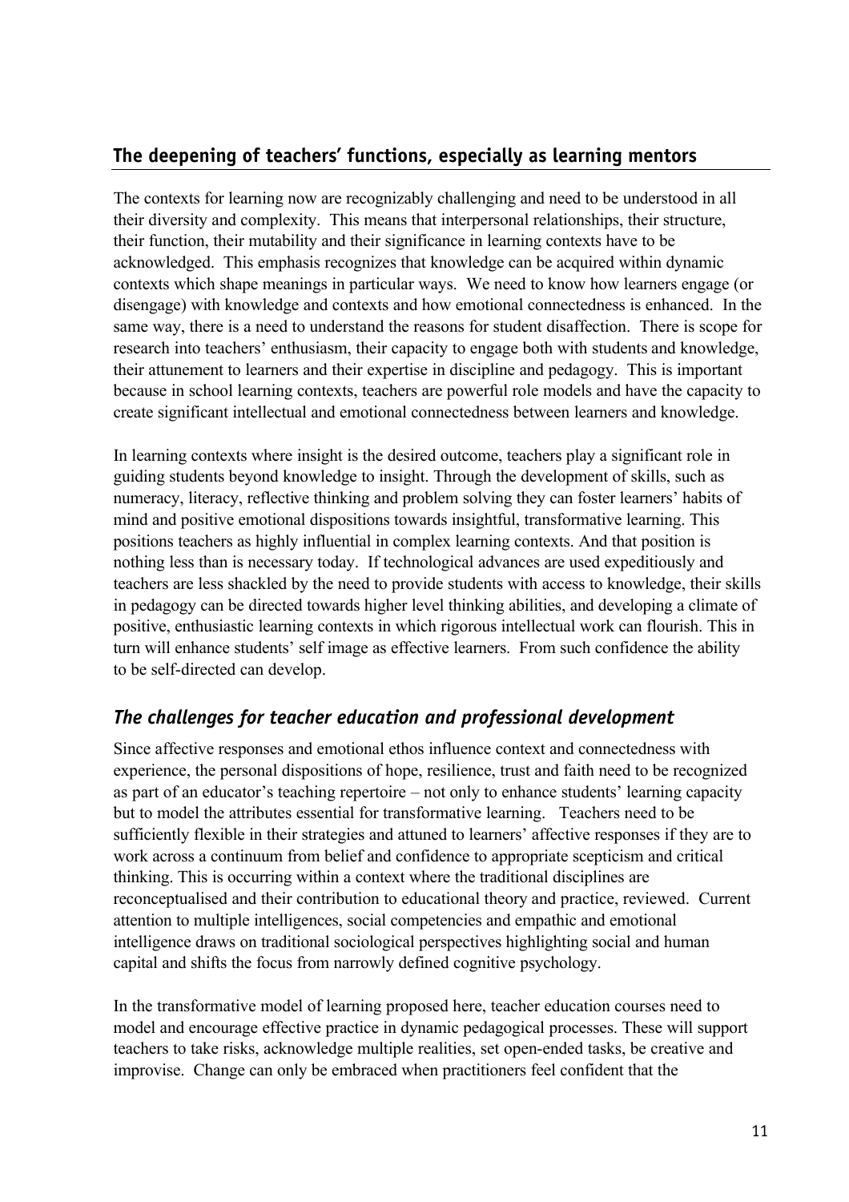## The deepening of teachers' functions, especially as learning mentors

The contexts for learning now are recognizably challenging and need to be understood in all their diversity and complexity. This means that interpersonal relationships, their structure, their function, their mutability and their significance in learning contexts have to be acknowledged. This emphasis recognizes that knowledge can be acquired within dynamic contexts which shape meanings in particular ways. We need to know how learners engage (or disengage) with knowledge and contexts and how emotional connectedness is enhanced. In the same way, there is a need to understand the reasons for student disaffection. There is scope for research into teachers' enthusiasm, their capacity to engage both with students and knowledge, their attunement to learners and their expertise in discipline and pedagogy. This is important because in school learning contexts, teachers are powerful role models and have the capacity to create significant intellectual and emotional connectedness between learners and knowledge.

In learning contexts where insight is the desired outcome, teachers play a significant role in guiding students beyond knowledge to insight. Through the development of skills, such as numeracy, literacy, reflective thinking and problem solving they can foster learners' habits of mind and positive emotional dispositions towards insightful, transformative learning. This positions teachers as highly influential in complex learning contexts. And that position is nothing less than is necessary today. If technological advances are used expeditiously and teachers are less shackled by the need to provide students with access to knowledge, their skills in pedagogy can be directed towards higher level thinking abilities, and developing a climate of positive, enthusiastic learning contexts in which rigorous intellectual work can flourish. This in turn will enhance students' self image as effective learners. From such confidence the ability to be self-directed can develop.

### *The challenges for teacher education and professional development*

Since affective responses and emotional ethos influence context and connectedness with experience, the personal dispositions of hope, resilience, trust and faith need to be recognized as part of an educator's teaching repertoire – not only to enhance students' learning capacity but to model the attributes essential for transformative learning. Teachers need to be sufficiently flexible in their strategies and attuned to learners' affective responses if they are to work across a continuum from belief and confidence to appropriate scepticism and critical thinking. This is occurring within a context where the traditional disciplines are reconceptualised and their contribution to educational theory and practice, reviewed. Current attention to multiple intelligences, social competencies and empathic and emotional intelligence draws on traditional sociological perspectives highlighting social and human capital and shifts the focus from narrowly defined cognitive psychology.

In the transformative model of learning proposed here, teacher education courses need to model and encourage effective practice in dynamic pedagogical processes. These will support teachers to take risks, acknowledge multiple realities, set open-ended tasks, be creative and improvise. Change can only be embraced when practitioners feel confident that the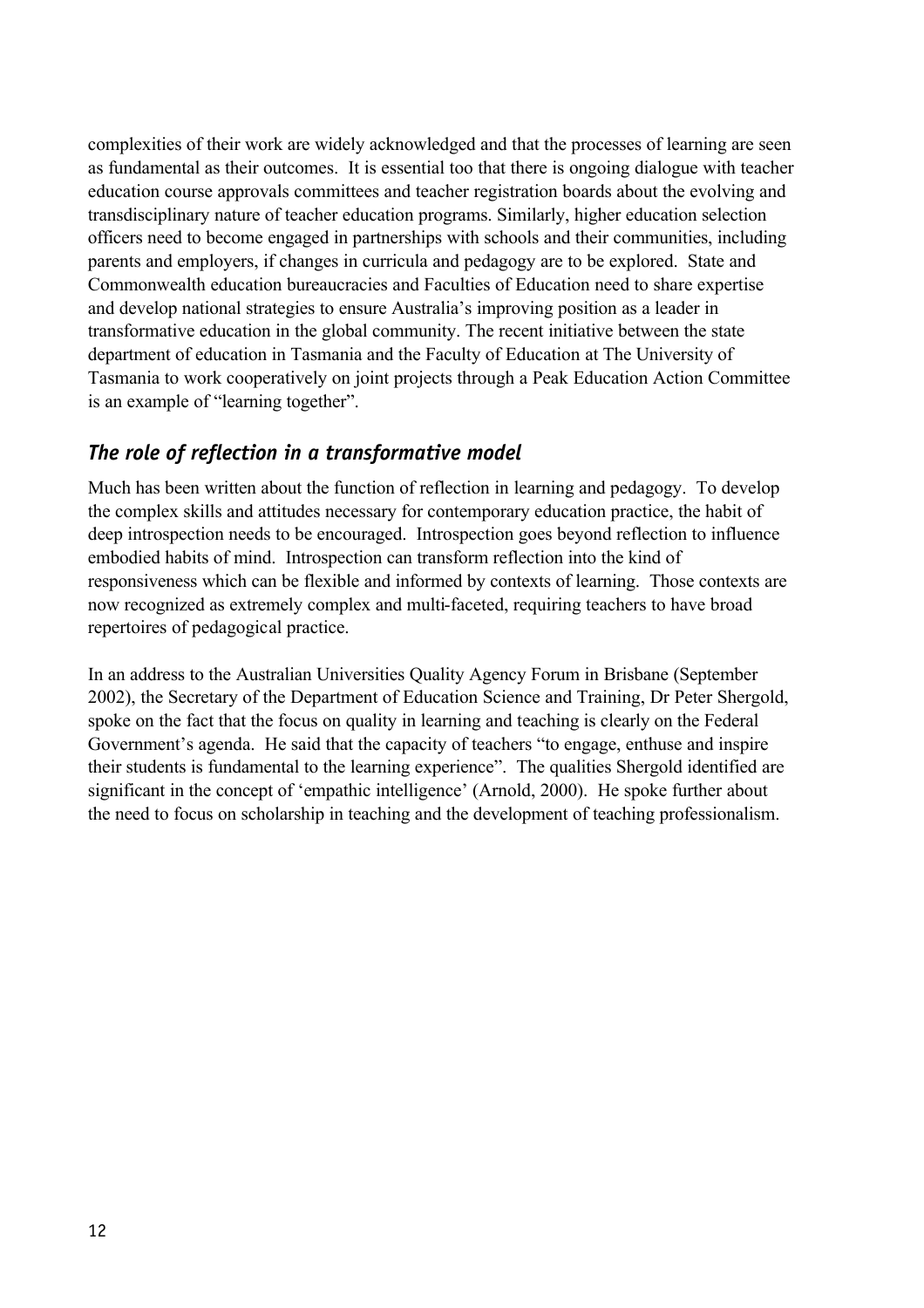complexities of their work are widely acknowledged and that the processes of learning are seen as fundamental as their outcomes. It is essential too that there is ongoing dialogue with teacher education course approvals committees and teacher registration boards about the evolving and transdisciplinary nature of teacher education programs. Similarly, higher education selection officers need to become engaged in partnerships with schools and their communities, including parents and employers, if changes in curricula and pedagogy are to be explored. State and Commonwealth education bureaucracies and Faculties of Education need to share expertise and develop national strategies to ensure Australia's improving position as a leader in transformative education in the global community. The recent initiative between the state department of education in Tasmania and the Faculty of Education at The University of Tasmania to work cooperatively on joint projects through a Peak Education Action Committee is an example of "learning together".

## *The role of reflection in a transformative model*

Much has been written about the function of reflection in learning and pedagogy. To develop the complex skills and attitudes necessary for contemporary education practice, the habit of deep introspection needs to be encouraged. Introspection goes beyond reflection to influence embodied habits of mind. Introspection can transform reflection into the kind of responsiveness which can be flexible and informed by contexts of learning. Those contexts are now recognized as extremely complex and multi-faceted, requiring teachers to have broad repertoires of pedagogical practice.

In an address to the Australian Universities Quality Agency Forum in Brisbane (September 2002), the Secretary of the Department of Education Science and Training, Dr Peter Shergold, spoke on the fact that the focus on quality in learning and teaching is clearly on the Federal Government's agenda. He said that the capacity of teachers "to engage, enthuse and inspire their students is fundamental to the learning experience". The qualities Shergold identified are significant in the concept of 'empathic intelligence' (Arnold, 2000). He spoke further about the need to focus on scholarship in teaching and the development of teaching professionalism.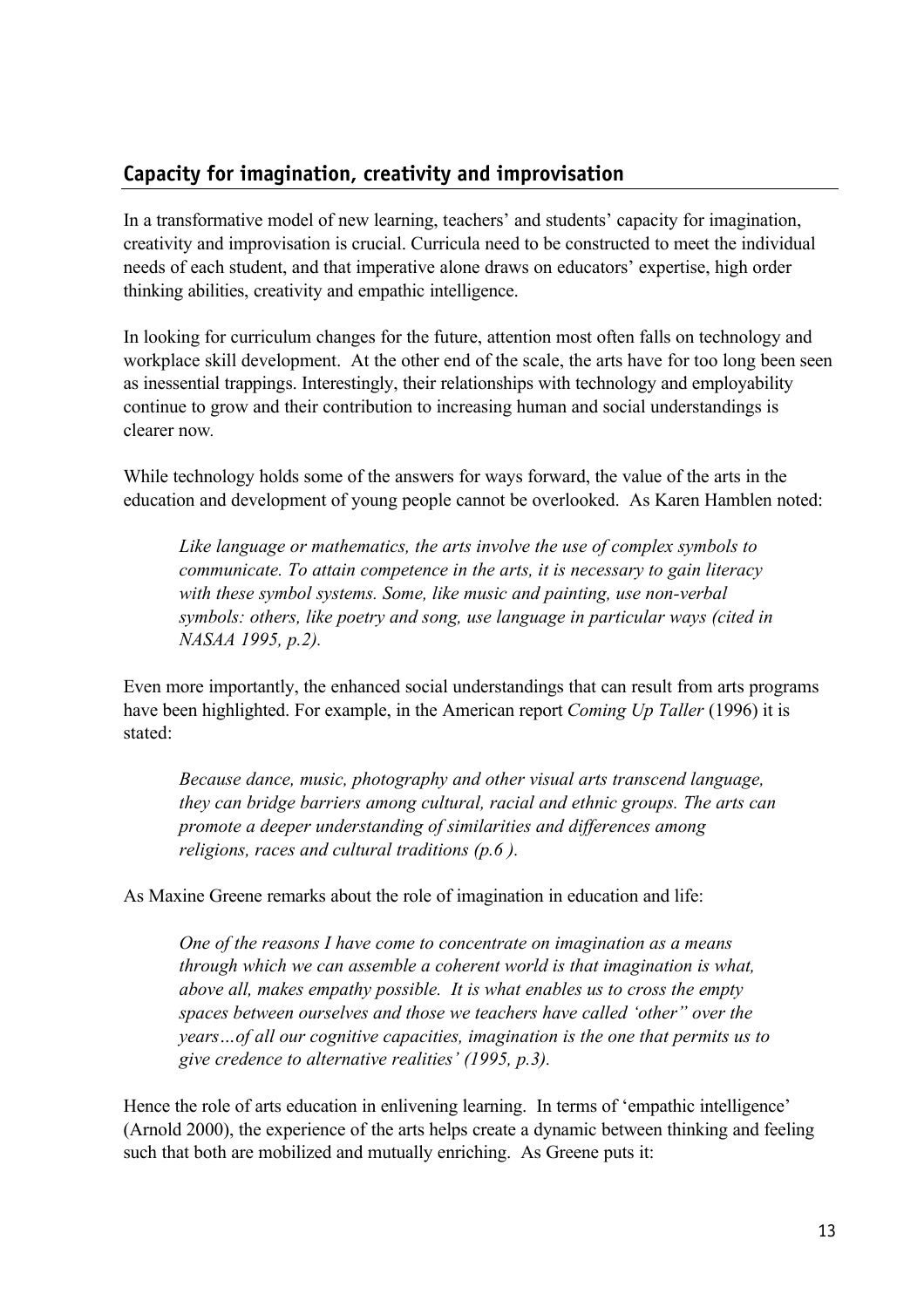## Capacity for imagination, creativity and improvisation

In a transformative model of new learning, teachers' and students' capacity for imagination, creativity and improvisation is crucial. Curricula need to be constructed to meet the individual needs of each student, and that imperative alone draws on educators' expertise, high order thinking abilities, creativity and empathic intelligence.

In looking for curriculum changes for the future, attention most often falls on technology and workplace skill development. At the other end of the scale, the arts have for too long been seen as inessential trappings. Interestingly, their relationships with technology and employability continue to grow and their contribution to increasing human and social understandings is clearer now.

While technology holds some of the answers for ways forward, the value of the arts in the education and development of young people cannot be overlooked. As Karen Hamblen noted:

> *Like language or mathematics, the arts involve the use of complex symbols to communicate. To attain competence in the arts, it is necessary to gain literacy with these symbol systems. Some, like music and painting, use non-verbal symbols: others, like poetry and song, use language in particular ways (cited in NASAA 1995, p.2).*

Even more importantly, the enhanced social understandings that can result from arts programs have been highlighted. For example, in the American report *Coming Up Taller* (1996) it is stated:

> *Because dance, music, photography and other visual arts transcend language, they can bridge barriers among cultural, racial and ethnic groups. The arts can promote a deeper understanding of similarities and differences among religions, races and cultural traditions (p.6 ).*

As Maxine Greene remarks about the role of imagination in education and life:

> *One of the reasons I have come to concentrate on imagination as a means through which we can assemble a coherent world is that imagination is what, above all, makes empathy possible. It is what enables us to cross the empty spaces between ourselves and those we teachers have called 'other" over the years…of all our cognitive capacities, imagination is the one that permits us to give credence to alternative realities' (1995, p.3).*

Hence the role of arts education in enlivening learning. In terms of 'empathic intelligence' (Arnold 2000), the experience of the arts helps create a dynamic between thinking and feeling such that both are mobilized and mutually enriching. As Greene puts it: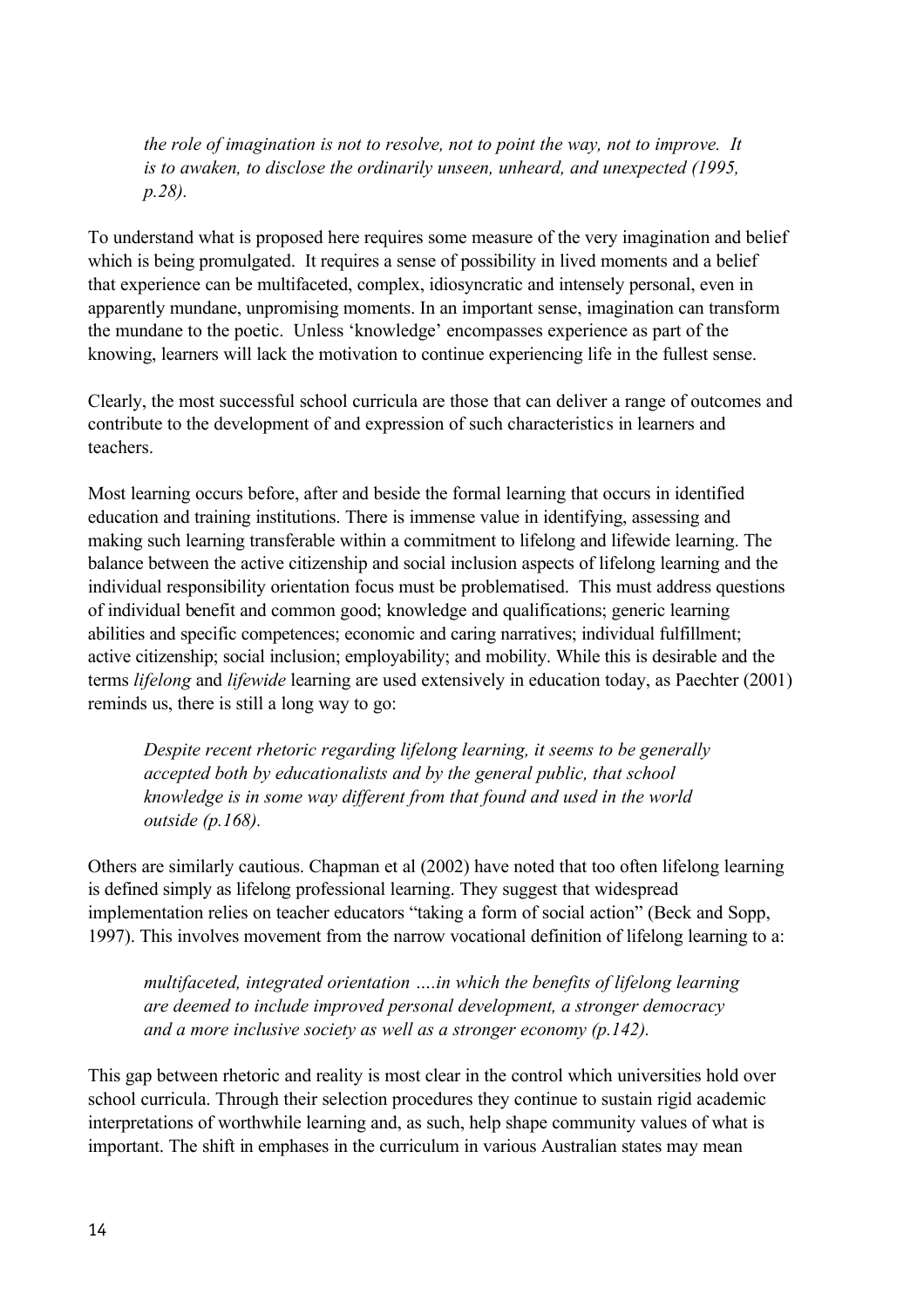> *the role of imagination is not to resolve, not to point the way, not to improve. It is to awaken, to disclose the ordinarily unseen, unheard, and unexpected (1995, p.28).*

To understand what is proposed here requires some measure of the very imagination and belief which is being promulgated. It requires a sense of possibility in lived moments and a belief that experience can be multifaceted, complex, idiosyncratic and intensely personal, even in apparently mundane, unpromising moments. In an important sense, imagination can transform the mundane to the poetic. Unless 'knowledge' encompasses experience as part of the knowing, learners will lack the motivation to continue experiencing life in the fullest sense.

Clearly, the most successful school curricula are those that can deliver a range of outcomes and contribute to the development of and expression of such characteristics in learners and teachers.

Most learning occurs before, after and beside the formal learning that occurs in identified education and training institutions. There is immense value in identifying, assessing and making such learning transferable within a commitment to lifelong and lifewide learning. The balance between the active citizenship and social inclusion aspects of lifelong learning and the individual responsibility orientation focus must be problematised. This must address questions of individual benefit and common good; knowledge and qualifications; generic learning abilities and specific competences; economic and caring narratives; individual fulfillment; active citizenship; social inclusion; employability; and mobility. While this is desirable and the terms *lifelong* and *lifewide* learning are used extensively in education today, as Paechter (2001) reminds us, there is still a long way to go:

> *Despite recent rhetoric regarding lifelong learning, it seems to be generally accepted both by educationalists and by the general public, that school knowledge is in some way different from that found and used in the world outside (p.168).*

Others are similarly cautious. Chapman et al (2002) have noted that too often lifelong learning is defined simply as lifelong professional learning. They suggest that widespread implementation relies on teacher educators "taking a form of social action" (Beck and Sopp, 1997). This involves movement from the narrow vocational definition of lifelong learning to a:

> *multifaceted, integrated orientation ….in which the benefits of lifelong learning are deemed to include improved personal development, a stronger democracy and a more inclusive society as well as a stronger economy (p.142).*

This gap between rhetoric and reality is most clear in the control which universities hold over school curricula. Through their selection procedures they continue to sustain rigid academic interpretations of worthwhile learning and, as such, help shape community values of what is important. The shift in emphases in the curriculum in various Australian states may mean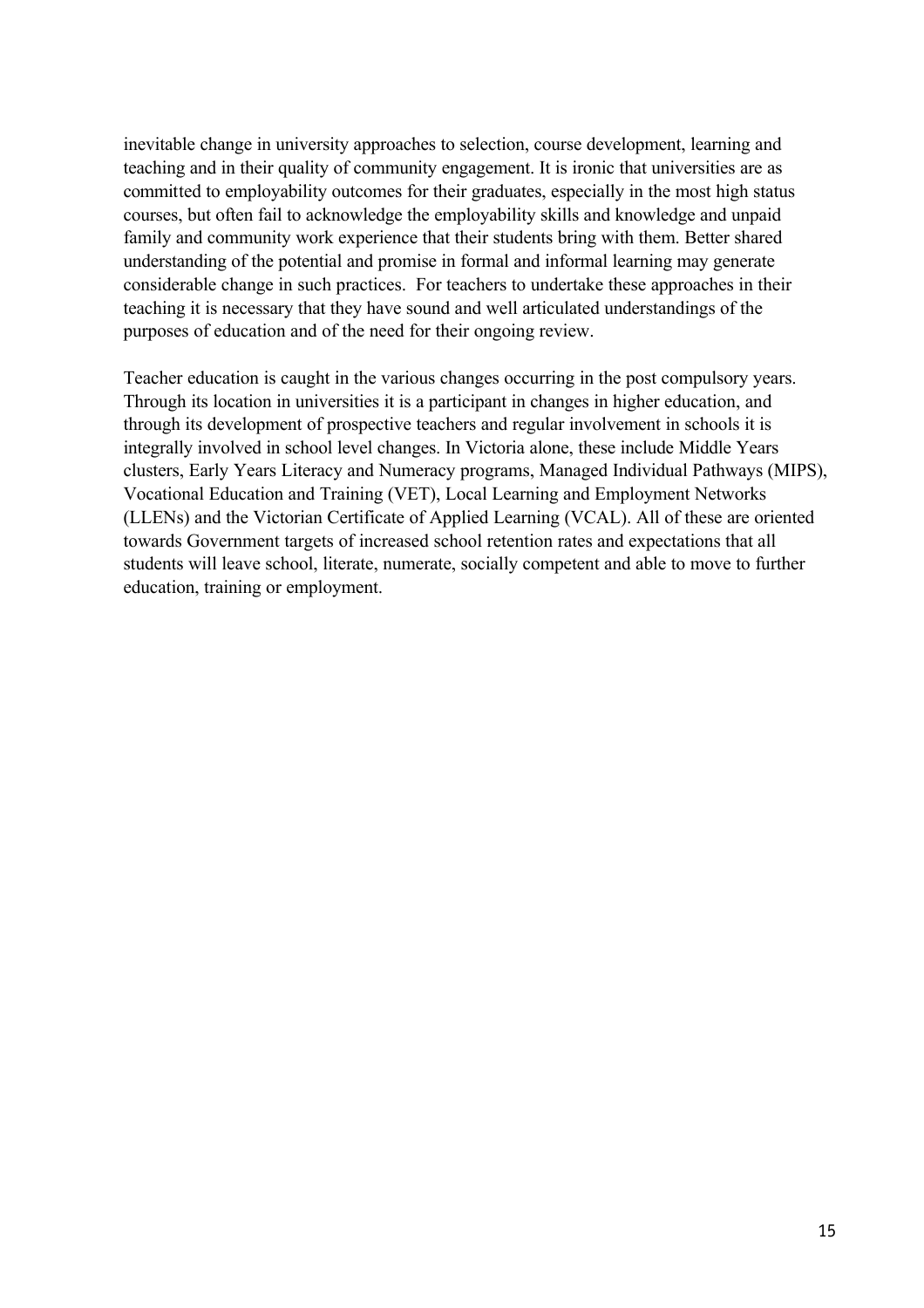inevitable change in university approaches to selection, course development, learning and teaching and in their quality of community engagement. It is ironic that universities are as committed to employability outcomes for their graduates, especially in the most high status courses, but often fail to acknowledge the employability skills and knowledge and unpaid family and community work experience that their students bring with them. Better shared understanding of the potential and promise in formal and informal learning may generate considerable change in such practices. For teachers to undertake these approaches in their teaching it is necessary that they have sound and well articulated understandings of the purposes of education and of the need for their ongoing review.

Teacher education is caught in the various changes occurring in the post compulsory years. Through its location in universities it is a participant in changes in higher education, and through its development of prospective teachers and regular involvement in schools it is integrally involved in school level changes. In Victoria alone, these include Middle Years clusters, Early Years Literacy and Numeracy programs, Managed Individual Pathways (MIPS), Vocational Education and Training (VET), Local Learning and Employment Networks (LLENs) and the Victorian Certificate of Applied Learning (VCAL). All of these are oriented towards Government targets of increased school retention rates and expectations that all students will leave school, literate, numerate, socially competent and able to move to further education, training or employment.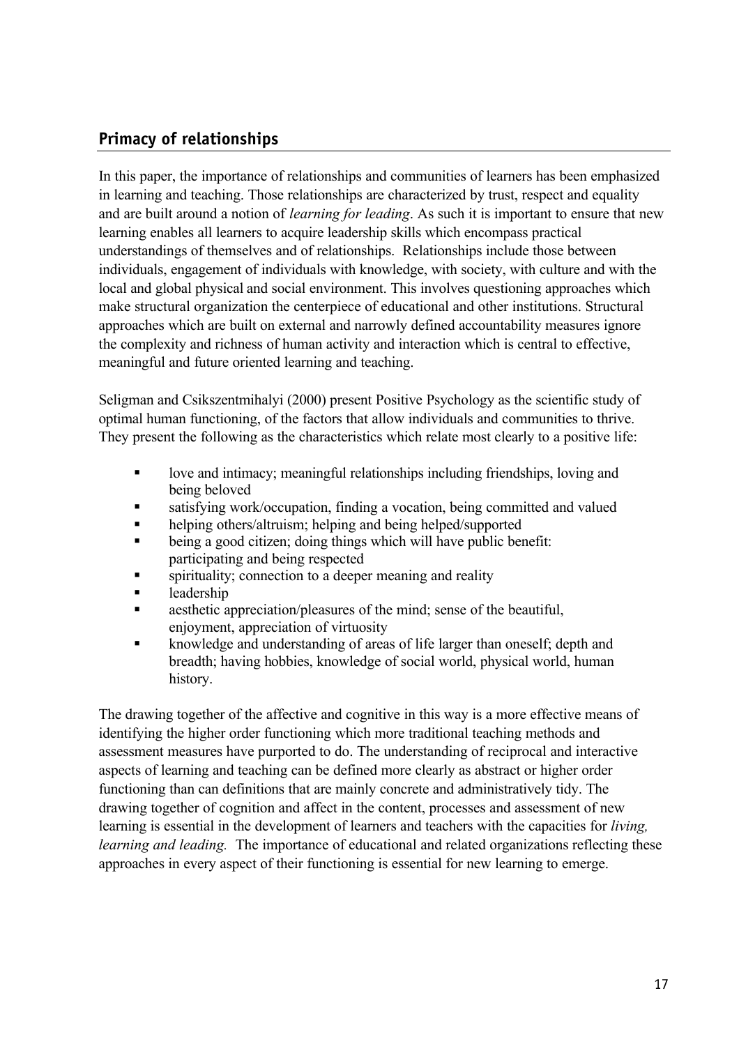## Primacy of relationships

In this paper, the importance of relationships and communities of learners has been emphasized in learning and teaching. Those relationships are characterized by trust, respect and equality and are built around a notion of *learning for leading*. As such it is important to ensure that new learning enables all learners to acquire leadership skills which encompass practical understandings of themselves and of relationships. Relationships include those between individuals, engagement of individuals with knowledge, with society, with culture and with the local and global physical and social environment. This involves questioning approaches which make structural organization the centerpiece of educational and other institutions. Structural approaches which are built on external and narrowly defined accountability measures ignore the complexity and richness of human activity and interaction which is central to effective, meaningful and future oriented learning and teaching.

Seligman and Csikszentmihalyi (2000) present Positive Psychology as the scientific study of optimal human functioning, of the factors that allow individuals and communities to thrive. They present the following as the characteristics which relate most clearly to a positive life:

- love and intimacy; meaningful relationships including friendships, loving and being beloved
- satisfying work/occupation, finding a vocation, being committed and valued
- helping others/altruism; helping and being helped/supported
- being a good citizen; doing things which will have public benefit: participating and being respected
- spirituality; connection to a deeper meaning and reality
- leadership
- aesthetic appreciation/pleasures of the mind; sense of the beautiful, enjoyment, appreciation of virtuosity
- knowledge and understanding of areas of life larger than oneself; depth and breadth; having hobbies, knowledge of social world, physical world, human history.

The drawing together of the affective and cognitive in this way is a more effective means of identifying the higher order functioning which more traditional teaching methods and assessment measures have purported to do. The understanding of reciprocal and interactive aspects of learning and teaching can be defined more clearly as abstract or higher order functioning than can definitions that are mainly concrete and administratively tidy. The drawing together of cognition and affect in the content, processes and assessment of new learning is essential in the development of learners and teachers with the capacities for *living, learning and leading.* The importance of educational and related organizations reflecting these approaches in every aspect of their functioning is essential for new learning to emerge.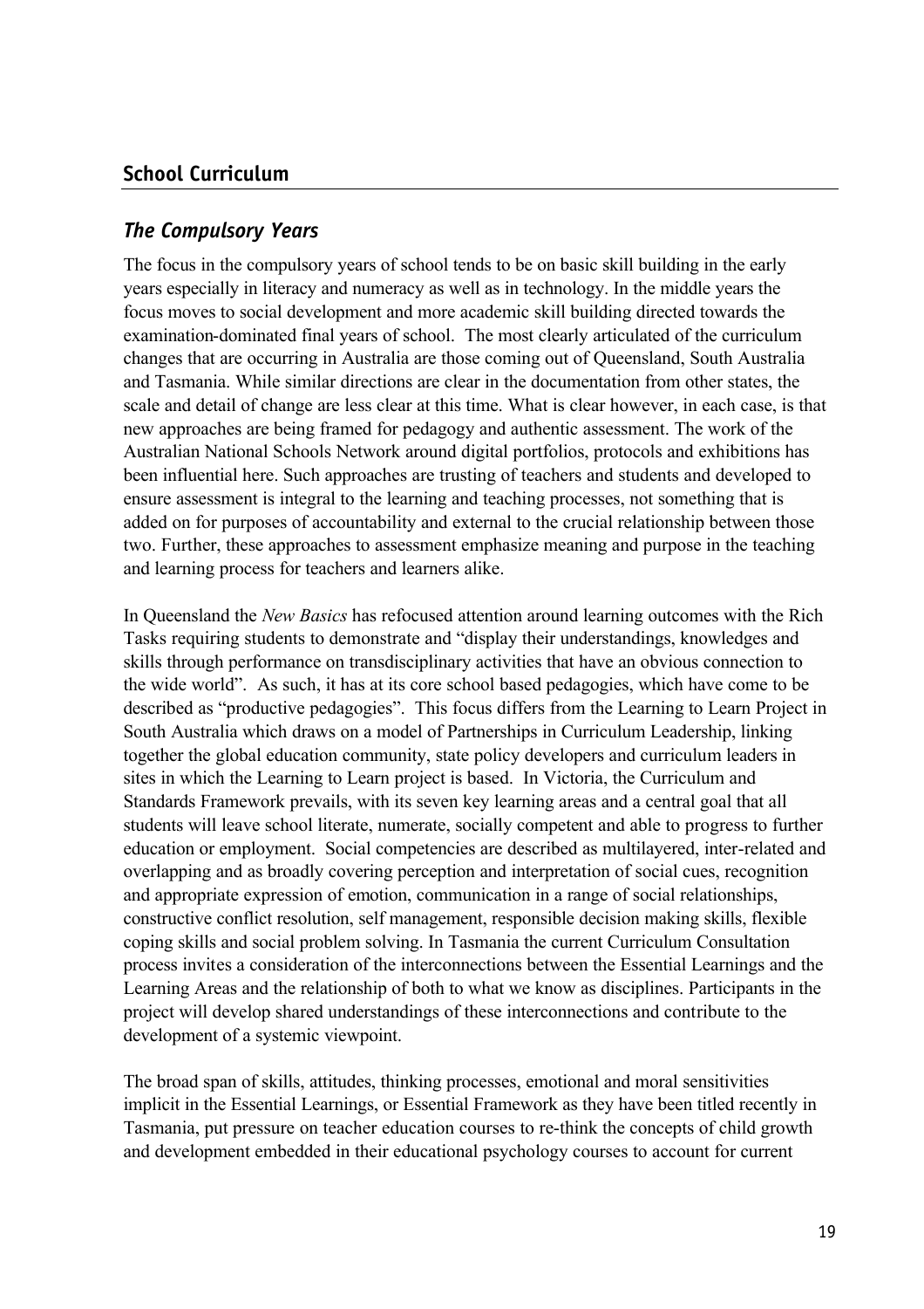## School Curriculum

### *The Compulsory Years*

The focus in the compulsory years of school tends to be on basic skill building in the early years especially in literacy and numeracy as well as in technology. In the middle years the focus moves to social development and more academic skill building directed towards the examination-dominated final years of school. The most clearly articulated of the curriculum changes that are occurring in Australia are those coming out of Queensland, South Australia and Tasmania. While similar directions are clear in the documentation from other states, the scale and detail of change are less clear at this time. What is clear however, in each case, is that new approaches are being framed for pedagogy and authentic assessment. The work of the Australian National Schools Network around digital portfolios, protocols and exhibitions has been influential here. Such approaches are trusting of teachers and students and developed to ensure assessment is integral to the learning and teaching processes, not something that is added on for purposes of accountability and external to the crucial relationship between those two. Further, these approaches to assessment emphasize meaning and purpose in the teaching and learning process for teachers and learners alike.

In Queensland the *New Basics* has refocused attention around learning outcomes with the Rich Tasks requiring students to demonstrate and "display their understandings, knowledges and skills through performance on transdisciplinary activities that have an obvious connection to the wide world". As such, it has at its core school based pedagogies, which have come to be described as "productive pedagogies". This focus differs from the Learning to Learn Project in South Australia which draws on a model of Partnerships in Curriculum Leadership, linking together the global education community, state policy developers and curriculum leaders in sites in which the Learning to Learn project is based. In Victoria, the Curriculum and Standards Framework prevails, with its seven key learning areas and a central goal that all students will leave school literate, numerate, socially competent and able to progress to further education or employment. Social competencies are described as multilayered, inter-related and overlapping and as broadly covering perception and interpretation of social cues, recognition and appropriate expression of emotion, communication in a range of social relationships, constructive conflict resolution, self management, responsible decision making skills, flexible coping skills and social problem solving. In Tasmania the current Curriculum Consultation process invites a consideration of the interconnections between the Essential Learnings and the Learning Areas and the relationship of both to what we know as disciplines. Participants in the project will develop shared understandings of these interconnections and contribute to the development of a systemic viewpoint.

The broad span of skills, attitudes, thinking processes, emotional and moral sensitivities implicit in the Essential Learnings, or Essential Framework as they have been titled recently in Tasmania, put pressure on teacher education courses to re-think the concepts of child growth and development embedded in their educational psychology courses to account for current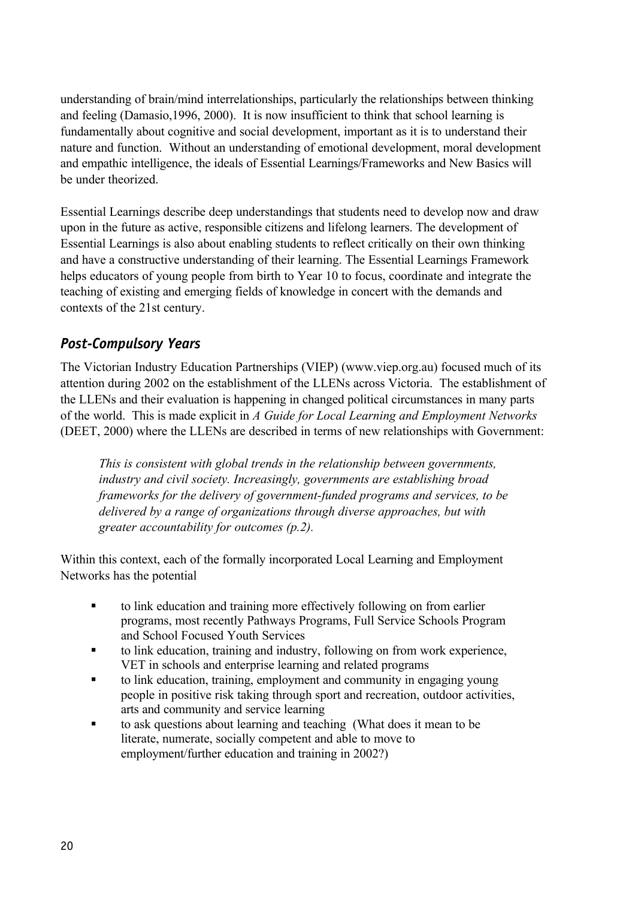understanding of brain/mind interrelationships, particularly the relationships between thinking and feeling (Damasio,1996, 2000). It is now insufficient to think that school learning is fundamentally about cognitive and social development, important as it is to understand their nature and function. Without an understanding of emotional development, moral development and empathic intelligence, the ideals of Essential Learnings/Frameworks and New Basics will be under theorized.

Essential Learnings describe deep understandings that students need to develop now and draw upon in the future as active, responsible citizens and lifelong learners. The development of Essential Learnings is also about enabling students to reflect critically on their own thinking and have a constructive understanding of their learning. The Essential Learnings Framework helps educators of young people from birth to Year 10 to focus, coordinate and integrate the teaching of existing and emerging fields of knowledge in concert with the demands and contexts of the 21st century.

### *Post-Compulsory Years*

The Victorian Industry Education Partnerships (VIEP) (www.viep.org.au) focused much of its attention during 2002 on the establishment of the LLENs across Victoria. The establishment of the LLENs and their evaluation is happening in changed political circumstances in many parts of the world. This is made explicit in *A Guide for Local Learning and Employment Networks* (DEET, 2000) where the LLENs are described in terms of new relationships with Government:

> *This is consistent with global trends in the relationship between governments, industry and civil society. Increasingly, governments are establishing broad frameworks for the delivery of government-funded programs and services, to be delivered by a range of organizations through diverse approaches, but with greater accountability for outcomes (p.2).*

Within this context, each of the formally incorporated Local Learning and Employment Networks has the potential

- to link education and training more effectively following on from earlier programs, most recently Pathways Programs, Full Service Schools Program and School Focused Youth Services
- to link education, training and industry, following on from work experience, VET in schools and enterprise learning and related programs
- to link education, training, employment and community in engaging young people in positive risk taking through sport and recreation, outdoor activities, arts and community and service learning
- to ask questions about learning and teaching (What does it mean to be literate, numerate, socially competent and able to move to employment/further education and training in 2002?)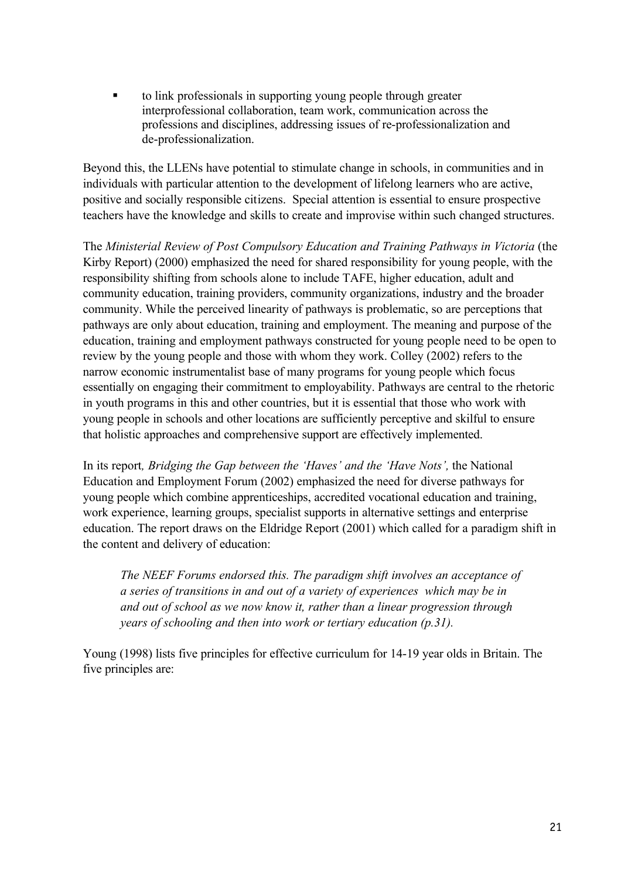- to link professionals in supporting young people through greater interprofessional collaboration, team work, communication across the professions and disciplines, addressing issues of re-professionalization and de-professionalization.

Beyond this, the LLENs have potential to stimulate change in schools, in communities and in individuals with particular attention to the development of lifelong learners who are active, positive and socially responsible citizens. Special attention is essential to ensure prospective teachers have the knowledge and skills to create and improvise within such changed structures.

The *Ministerial Review of Post Compulsory Education and Training Pathways in Victoria* (the Kirby Report) (2000) emphasized the need for shared responsibility for young people, with the responsibility shifting from schools alone to include TAFE, higher education, adult and community education, training providers, community organizations, industry and the broader community. While the perceived linearity of pathways is problematic, so are perceptions that pathways are only about education, training and employment. The meaning and purpose of the education, training and employment pathways constructed for young people need to be open to review by the young people and those with whom they work. Colley (2002) refers to the narrow economic instrumentalist base of many programs for young people which focus essentially on engaging their commitment to employability. Pathways are central to the rhetoric in youth programs in this and other countries, but it is essential that those who work with young people in schools and other locations are sufficiently perceptive and skilful to ensure that holistic approaches and comprehensive support are effectively implemented.

In its report*, Bridging the Gap between the 'Haves' and the 'Have Nots',* the National Education and Employment Forum (2002) emphasized the need for diverse pathways for young people which combine apprenticeships, accredited vocational education and training, work experience, learning groups, specialist supports in alternative settings and enterprise education. The report draws on the Eldridge Report (2001) which called for a paradigm shift in the content and delivery of education:

> *The NEEF Forums endorsed this. The paradigm shift involves an acceptance of a series of transitions in and out of a variety of experiences which may be in and out of school as we now know it, rather than a linear progression through years of schooling and then into work or tertiary education (p.31).*

Young (1998) lists five principles for effective curriculum for 14-19 year olds in Britain. The five principles are: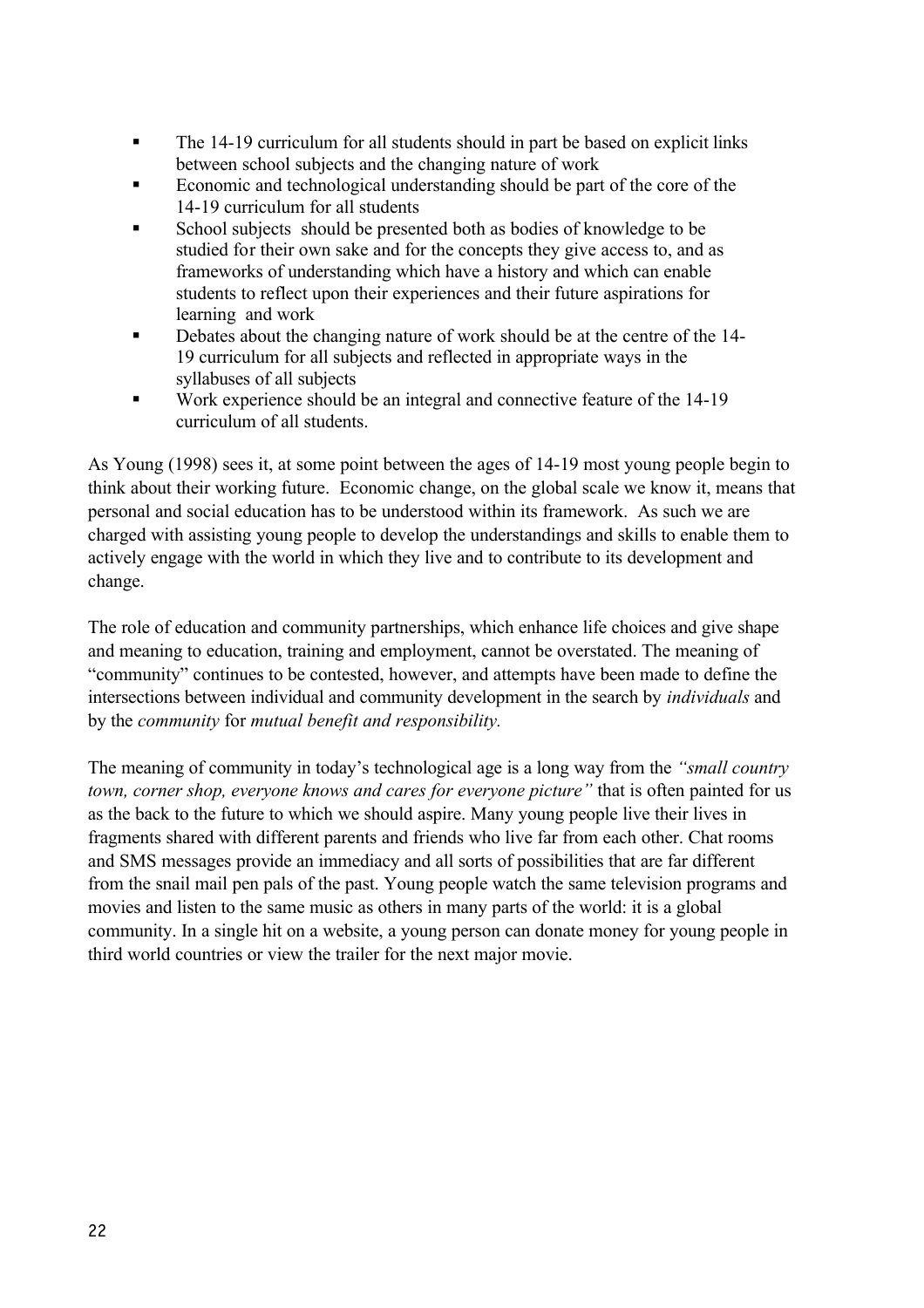- The 14-19 curriculum for all students should in part be based on explicit links between school subjects and the changing nature of work
- Economic and technological understanding should be part of the core of the 14-19 curriculum for all students
- School subjects should be presented both as bodies of knowledge to be studied for their own sake and for the concepts they give access to, and as frameworks of understanding which have a history and which can enable students to reflect upon their experiences and their future aspirations for learning and work
- Debates about the changing nature of work should be at the centre of the 14-19 curriculum for all subjects and reflected in appropriate ways in the syllabuses of all subjects
- Work experience should be an integral and connective feature of the 14-19 curriculum of all students.

As Young (1998) sees it, at some point between the ages of 14-19 most young people begin to think about their working future. Economic change, on the global scale we know it, means that personal and social education has to be understood within its framework. As such we are charged with assisting young people to develop the understandings and skills to enable them to actively engage with the world in which they live and to contribute to its development and change.

The role of education and community partnerships, which enhance life choices and give shape and meaning to education, training and employment, cannot be overstated. The meaning of "community" continues to be contested, however, and attempts have been made to define the intersections between individual and community development in the search by *individuals* and by the *community* for *mutual benefit and responsibility.*

The meaning of community in today's technological age is a long way from the *"small country town, corner shop, everyone knows and cares for everyone picture"* that is often painted for us as the back to the future to which we should aspire. Many young people live their lives in fragments shared with different parents and friends who live far from each other. Chat rooms and SMS messages provide an immediacy and all sorts of possibilities that are far different from the snail mail pen pals of the past. Young people watch the same television programs and movies and listen to the same music as others in many parts of the world: it is a global community. In a single hit on a website, a young person can donate money for young people in third world countries or view the trailer for the next major movie.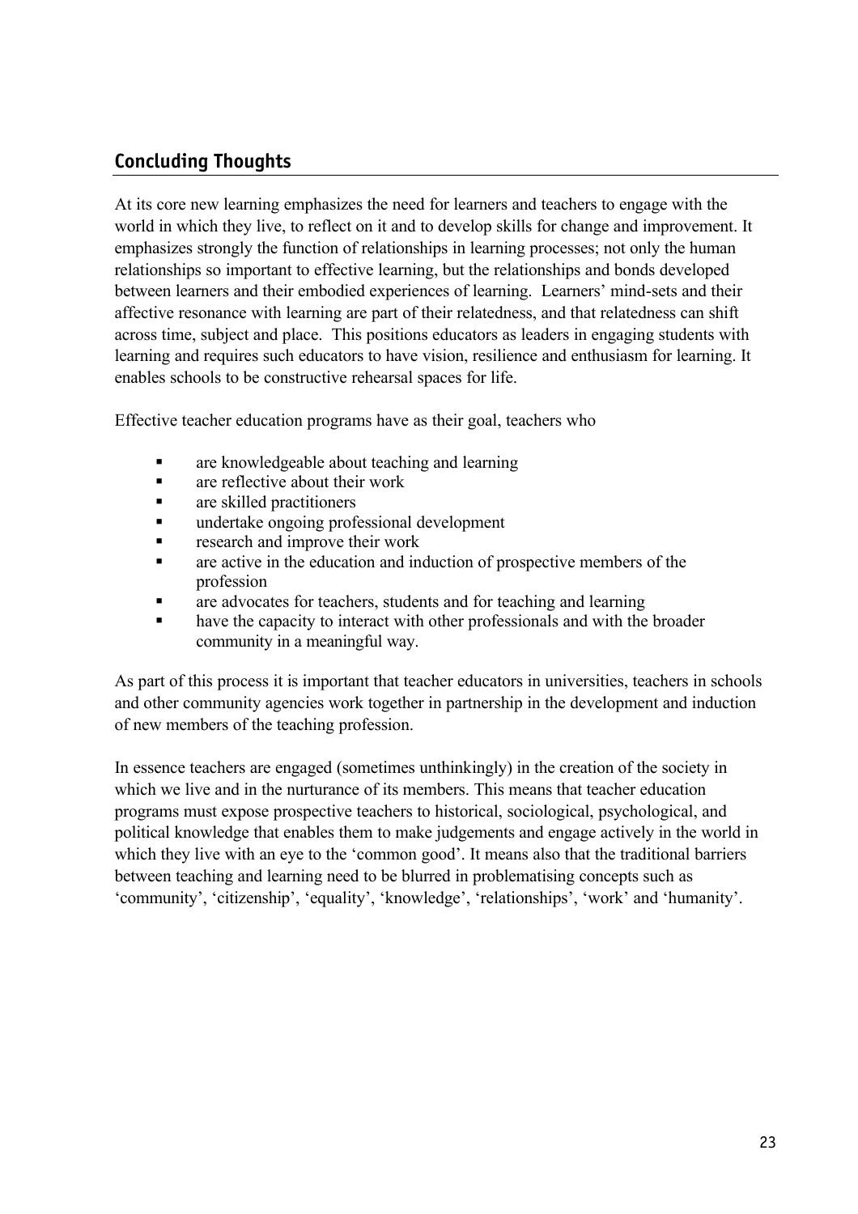## Concluding Thoughts

At its core new learning emphasizes the need for learners and teachers to engage with the world in which they live, to reflect on it and to develop skills for change and improvement. It emphasizes strongly the function of relationships in learning processes; not only the human relationships so important to effective learning, but the relationships and bonds developed between learners and their embodied experiences of learning. Learners' mind-sets and their affective resonance with learning are part of their relatedness, and that relatedness can shift across time, subject and place. This positions educators as leaders in engaging students with learning and requires such educators to have vision, resilience and enthusiasm for learning. It enables schools to be constructive rehearsal spaces for life.

Effective teacher education programs have as their goal, teachers who

- are knowledgeable about teaching and learning
- are reflective about their work
- are skilled practitioners
- undertake ongoing professional development
- research and improve their work
- are active in the education and induction of prospective members of the profession
- are advocates for teachers, students and for teaching and learning
- have the capacity to interact with other professionals and with the broader community in a meaningful way.

As part of this process it is important that teacher educators in universities, teachers in schools and other community agencies work together in partnership in the development and induction of new members of the teaching profession.

In essence teachers are engaged (sometimes unthinkingly) in the creation of the society in which we live and in the nurturance of its members. This means that teacher education programs must expose prospective teachers to historical, sociological, psychological, and political knowledge that enables them to make judgements and engage actively in the world in which they live with an eye to the 'common good'. It means also that the traditional barriers between teaching and learning need to be blurred in problematising concepts such as 'community', 'citizenship', 'equality', 'knowledge', 'relationships', 'work' and 'humanity'.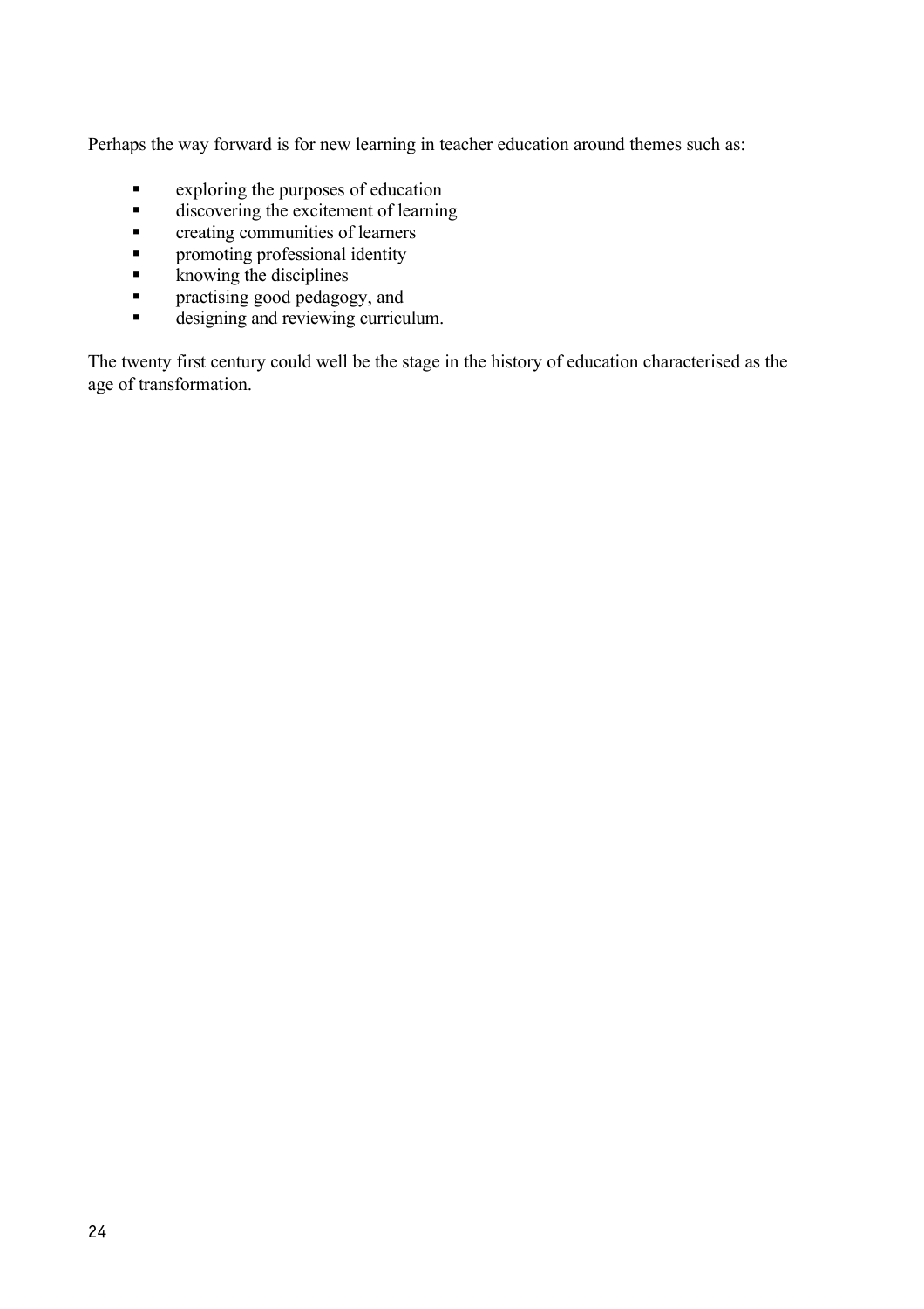Perhaps the way forward is for new learning in teacher education around themes such as:

- exploring the purposes of education
- discovering the excitement of learning
- creating communities of learners
- promoting professional identity
- knowing the disciplines
- practising good pedagogy, and
- designing and reviewing curriculum.

The twenty first century could well be the stage in the history of education characterised as the age of transformation.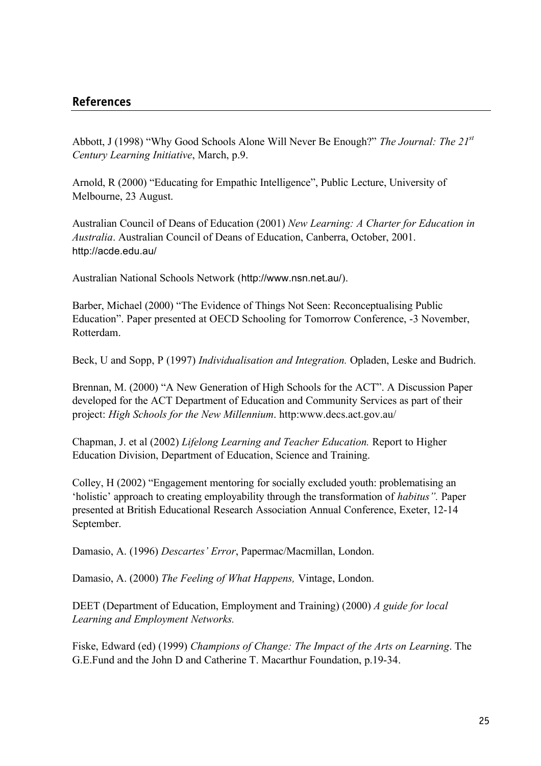## References

Abbott, J (1998) "Why Good Schools Alone Will Never Be Enough?" *The Journal: The 21st Century Learning Initiative*, March, p.9.

Arnold, R (2000) "Educating for Empathic Intelligence", Public Lecture, University of Melbourne, 23 August.

Australian Council of Deans of Education (2001) *New Learning: A Charter for Education in Australia*. Australian Council of Deans of Education, Canberra, October, 2001. http://acde.edu.au/

Australian National Schools Network (http://www.nsn.net.au/).

Barber, Michael (2000) "The Evidence of Things Not Seen: Reconceptualising Public Education". Paper presented at OECD Schooling for Tomorrow Conference, -3 November, Rotterdam.

Beck, U and Sopp, P (1997) *Individualisation and Integration.* Opladen, Leske and Budrich.

Brennan, M. (2000) "A New Generation of High Schools for the ACT". A Discussion Paper developed for the ACT Department of Education and Community Services as part of their project: *High Schools for the New Millennium*. http:www.decs.act.gov.au/

Chapman, J. et al (2002) *Lifelong Learning and Teacher Education.* Report to Higher Education Division, Department of Education, Science and Training.

Colley, H (2002) "Engagement mentoring for socially excluded youth: problematising an 'holistic' approach to creating employability through the transformation of *habitus".* Paper presented at British Educational Research Association Annual Conference, Exeter, 12-14 September.

Damasio, A. (1996) *Descartes' Error*, Papermac/Macmillan, London.

Damasio, A. (2000) *The Feeling of What Happens,* Vintage, London.

DEET (Department of Education, Employment and Training) (2000) *A guide for local Learning and Employment Networks.*

Fiske, Edward (ed) (1999) *Champions of Change: The Impact of the Arts on Learning*. The G.E.Fund and the John D and Catherine T. Macarthur Foundation, p.19-34.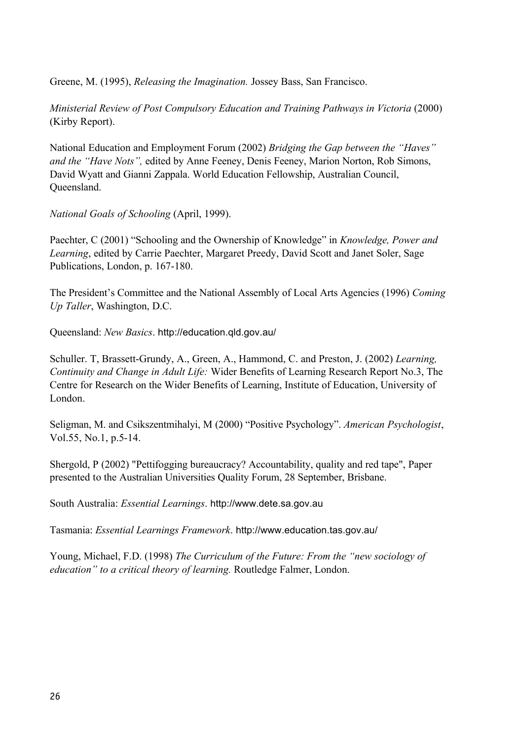Greene, M. (1995), *Releasing the Imagination.* Jossey Bass, San Francisco.

*Ministerial Review of Post Compulsory Education and Training Pathways in Victoria* (2000) (Kirby Report).

National Education and Employment Forum (2002) *Bridging the Gap between the "Haves" and the "Have Nots",* edited by Anne Feeney, Denis Feeney, Marion Norton, Rob Simons, David Wyatt and Gianni Zappala. World Education Fellowship, Australian Council, Queensland.

*National Goals of Schooling* (April, 1999).

Paechter, C (2001) "Schooling and the Ownership of Knowledge" in *Knowledge, Power and Learning*, edited by Carrie Paechter, Margaret Preedy, David Scott and Janet Soler, Sage Publications, London, p. 167-180.

The President's Committee and the National Assembly of Local Arts Agencies (1996) *Coming Up Taller*, Washington, D.C.

Queensland: *New Basics*. http://education.qld.gov.au/

Schuller. T, Brassett-Grundy, A., Green, A., Hammond, C. and Preston, J. (2002) *Learning, Continuity and Change in Adult Life:* Wider Benefits of Learning Research Report No.3, The Centre for Research on the Wider Benefits of Learning, Institute of Education, University of London.

Seligman, M. and Csikszentmihalyi, M (2000) "Positive Psychology". *American Psychologist*, Vol.55, No.1, p.5-14.

Shergold, P (2002) "Pettifogging bureaucracy? Accountability, quality and red tape", Paper presented to the Australian Universities Quality Forum, 28 September, Brisbane.

South Australia: *Essential Learnings*. http://www.dete.sa.gov.au

Tasmania: *Essential Learnings Framework*. http://www.education.tas.gov.au/

Young, Michael, F.D. (1998) *The Curriculum of the Future: From the "new sociology of education" to a critical theory of learning.* Routledge Falmer, London.